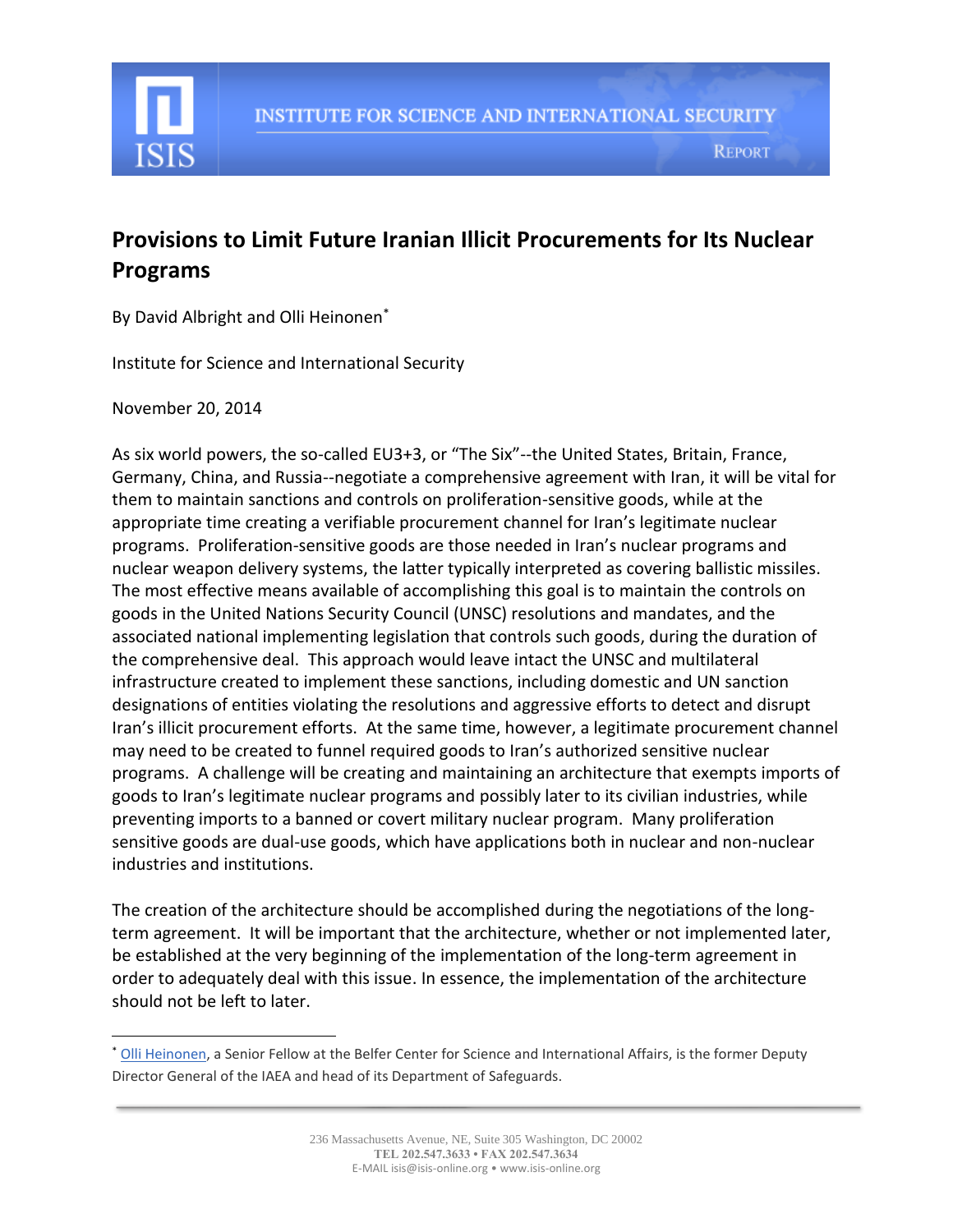# Provisions to Limit Future Iranian Illicit Procurements for Its Nuclear Programs

By David Albright and Olli Heinonen*

Institute for Science and International Security

November 20, 2014

As six world powers, the so-called EU3+3, or "The Six"--the United States, Britain, France, Germany, China, and Russia--negotiate a comprehensive agreement with Iran, it will be vital for them to maintain sanctions and controls on proliferation-sensitive goods, while at the appropriate time creating a verifiable procurement channel for Iran's legitimate nuclear programs. Proliferation-sensitive goods are those needed in Iran's nuclear programs and nuclear weapon delivery systems, the latter typically interpreted as covering ballistic missiles. The most effective means available of accomplishing this goal is to maintain the controls on goods in the United Nations Security Council (UNSC) resolutions and mandates, and the associated national implementing legislation that controls such goods, during the duration of the comprehensive deal. This approach would leave intact the UNSC and multilateral infrastructure created to implement these sanctions, including domestic and UN sanction designations of entities violating the resolutions and aggressive efforts to detect and disrupt Iran's illicit procurement efforts. At the same time, however, a legitimate procurement channel may need to be created to funnel required goods to Iran's authorized sensitive nuclear programs. A challenge will be creating and maintaining an architecture that exempts imports of goods to Iran's legitimate nuclear programs and possibly later to its civilian industries, while preventing imports to a banned or covert military nuclear program. Many proliferation sensitive goods are dual-use goods, which have applications both in nuclear and non-nuclear industries and institutions.

The creation of the architecture should be accomplished during the negotiations of the long-term agreement. It will be important that the architecture, whether or not implemented later, be established at the very beginning of the implementation of the long-term agreement in order to adequately deal with this issue. In essence, the implementation of the architecture should not be left to later.

---

* Olli Heinonen, a Senior Fellow at the Belfer Center for Science and International Affairs, is the former Deputy Director General of the IAEA and head of its Department of Safeguards.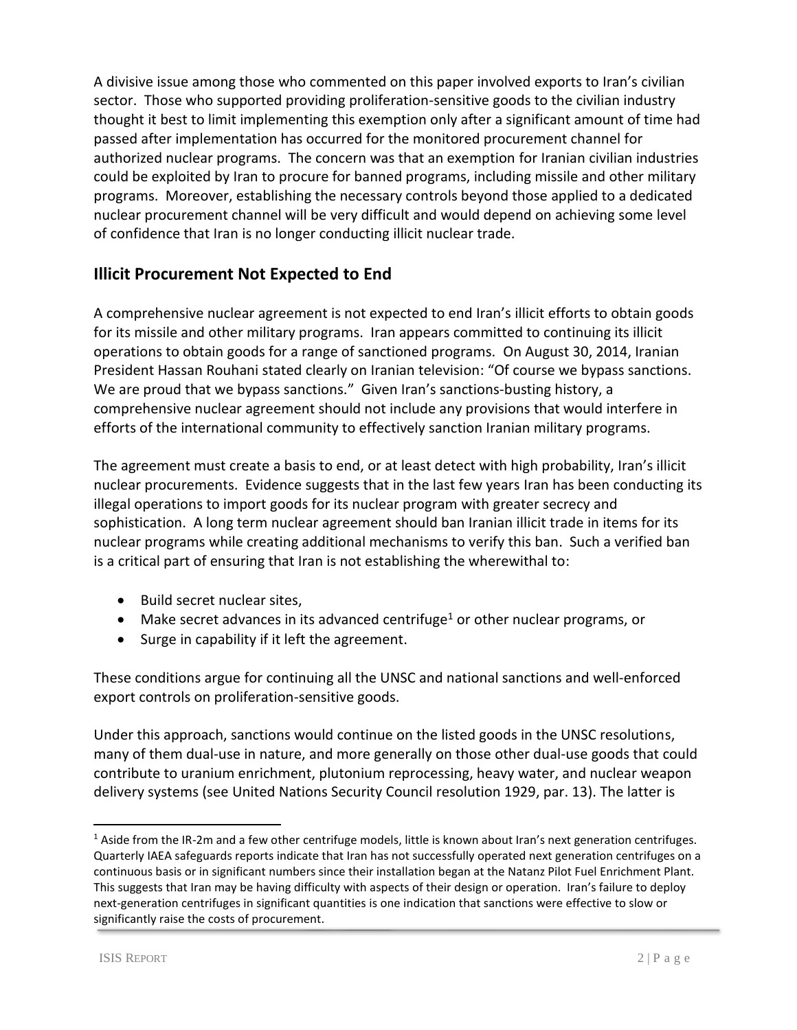A divisive issue among those who commented on this paper involved exports to Iran's civilian sector. Those who supported providing proliferation-sensitive goods to the civilian industry thought it best to limit implementing this exemption only after a significant amount of time had passed after implementation has occurred for the monitored procurement channel for authorized nuclear programs. The concern was that an exemption for Iranian civilian industries could be exploited by Iran to procure for banned programs, including missile and other military programs. Moreover, establishing the necessary controls beyond those applied to a dedicated nuclear procurement channel will be very difficult and would depend on achieving some level of confidence that Iran is no longer conducting illicit nuclear trade.

## Illicit Procurement Not Expected to End

A comprehensive nuclear agreement is not expected to end Iran's illicit efforts to obtain goods for its missile and other military programs. Iran appears committed to continuing its illicit operations to obtain goods for a range of sanctioned programs. On August 30, 2014, Iranian President Hassan Rouhani stated clearly on Iranian television: "Of course we bypass sanctions. We are proud that we bypass sanctions." Given Iran's sanctions-busting history, a comprehensive nuclear agreement should not include any provisions that would interfere in efforts of the international community to effectively sanction Iranian military programs.

The agreement must create a basis to end, or at least detect with high probability, Iran's illicit nuclear procurements. Evidence suggests that in the last few years Iran has been conducting its illegal operations to import goods for its nuclear program with greater secrecy and sophistication. A long term nuclear agreement should ban Iranian illicit trade in items for its nuclear programs while creating additional mechanisms to verify this ban. Such a verified ban is a critical part of ensuring that Iran is not establishing the wherewithal to:

- Build secret nuclear sites,
- Make secret advances in its advanced centrifuge[1] or other nuclear programs, or
- Surge in capability if it left the agreement.

These conditions argue for continuing all the UNSC and national sanctions and well-enforced export controls on proliferation-sensitive goods.

Under this approach, sanctions would continue on the listed goods in the UNSC resolutions, many of them dual-use in nature, and more generally on those other dual-use goods that could contribute to uranium enrichment, plutonium reprocessing, heavy water, and nuclear weapon delivery systems (see United Nations Security Council resolution 1929, par. 13). The latter is

[1] Aside from the IR-2m and a few other centrifuge models, little is known about Iran's next generation centrifuges. Quarterly IAEA safeguards reports indicate that Iran has not successfully operated next generation centrifuges on a continuous basis or in significant numbers since their installation began at the Natanz Pilot Fuel Enrichment Plant. This suggests that Iran may be having difficulty with aspects of their design or operation. Iran's failure to deploy next-generation centrifuges in significant quantities is one indication that sanctions were effective to slow or significantly raise the costs of procurement.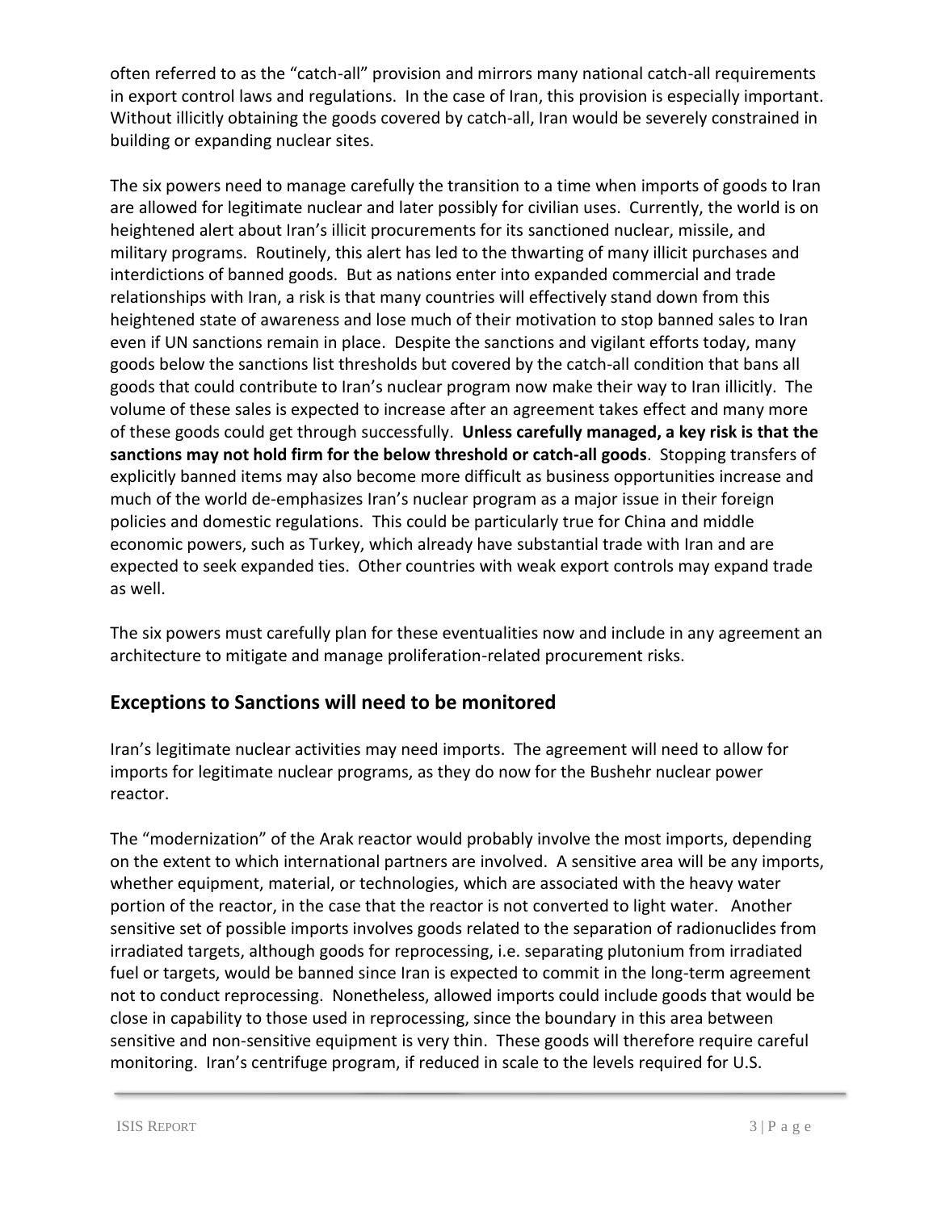often referred to as the "catch-all" provision and mirrors many national catch-all requirements in export control laws and regulations. In the case of Iran, this provision is especially important. Without illicitly obtaining the goods covered by catch-all, Iran would be severely constrained in building or expanding nuclear sites.

The six powers need to manage carefully the transition to a time when imports of goods to Iran are allowed for legitimate nuclear and later possibly for civilian uses. Currently, the world is on heightened alert about Iran's illicit procurements for its sanctioned nuclear, missile, and military programs. Routinely, this alert has led to the thwarting of many illicit purchases and interdictions of banned goods. But as nations enter into expanded commercial and trade relationships with Iran, a risk is that many countries will effectively stand down from this heightened state of awareness and lose much of their motivation to stop banned sales to Iran even if UN sanctions remain in place. Despite the sanctions and vigilant efforts today, many goods below the sanctions list thresholds but covered by the catch-all condition that bans all goods that could contribute to Iran's nuclear program now make their way to Iran illicitly. The volume of these sales is expected to increase after an agreement takes effect and many more of these goods could get through successfully. **Unless carefully managed, a key risk is that the sanctions may not hold firm for the below threshold or catch-all goods**. Stopping transfers of explicitly banned items may also become more difficult as business opportunities increase and much of the world de-emphasizes Iran's nuclear program as a major issue in their foreign policies and domestic regulations. This could be particularly true for China and middle economic powers, such as Turkey, which already have substantial trade with Iran and are expected to seek expanded ties. Other countries with weak export controls may expand trade as well.

The six powers must carefully plan for these eventualities now and include in any agreement an architecture to mitigate and manage proliferation-related procurement risks.

## Exceptions to Sanctions will need to be monitored

Iran's legitimate nuclear activities may need imports. The agreement will need to allow for imports for legitimate nuclear programs, as they do now for the Bushehr nuclear power reactor.

The "modernization" of the Arak reactor would probably involve the most imports, depending on the extent to which international partners are involved. A sensitive area will be any imports, whether equipment, material, or technologies, which are associated with the heavy water portion of the reactor, in the case that the reactor is not converted to light water. Another sensitive set of possible imports involves goods related to the separation of radionuclides from irradiated targets, although goods for reprocessing, i.e. separating plutonium from irradiated fuel or targets, would be banned since Iran is expected to commit in the long-term agreement not to conduct reprocessing. Nonetheless, allowed imports could include goods that would be close in capability to those used in reprocessing, since the boundary in this area between sensitive and non-sensitive equipment is very thin. These goods will therefore require careful monitoring. Iran's centrifuge program, if reduced in scale to the levels required for U.S.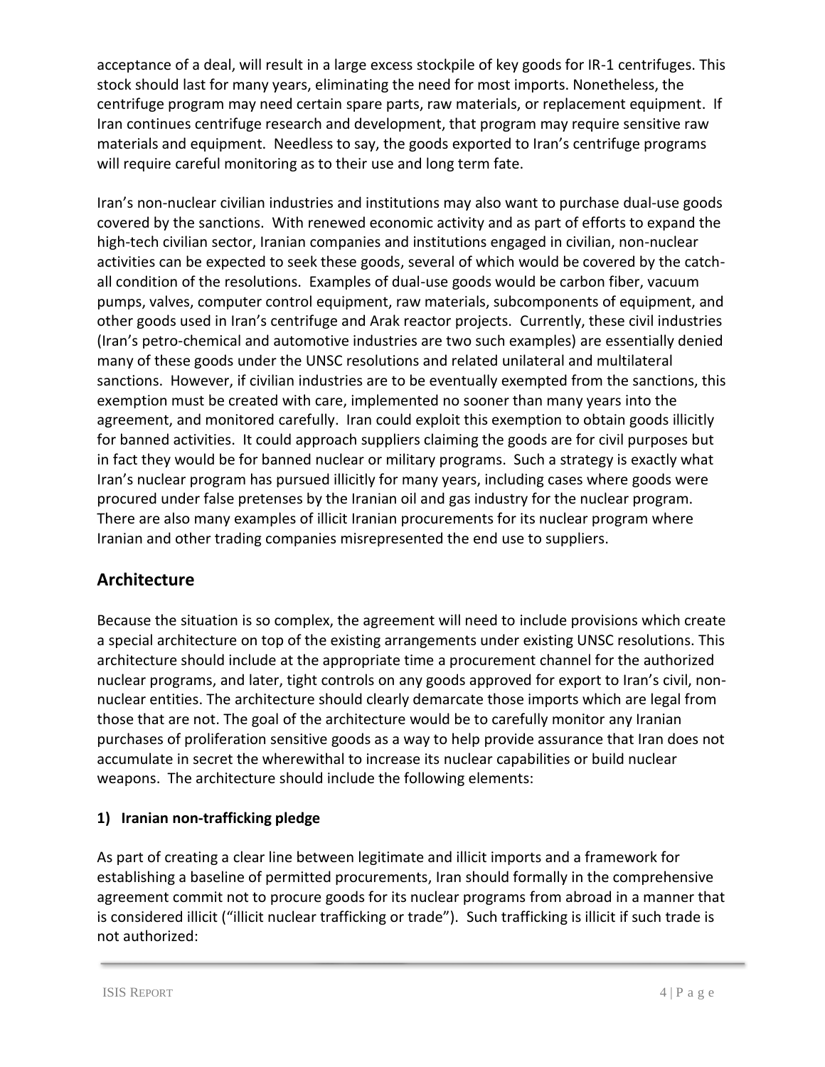acceptance of a deal, will result in a large excess stockpile of key goods for IR-1 centrifuges. This stock should last for many years, eliminating the need for most imports. Nonetheless, the centrifuge program may need certain spare parts, raw materials, or replacement equipment. If Iran continues centrifuge research and development, that program may require sensitive raw materials and equipment. Needless to say, the goods exported to Iran's centrifuge programs will require careful monitoring as to their use and long term fate.

Iran's non-nuclear civilian industries and institutions may also want to purchase dual-use goods covered by the sanctions. With renewed economic activity and as part of efforts to expand the high-tech civilian sector, Iranian companies and institutions engaged in civilian, non-nuclear activities can be expected to seek these goods, several of which would be covered by the catch-all condition of the resolutions. Examples of dual-use goods would be carbon fiber, vacuum pumps, valves, computer control equipment, raw materials, subcomponents of equipment, and other goods used in Iran's centrifuge and Arak reactor projects. Currently, these civil industries (Iran's petro-chemical and automotive industries are two such examples) are essentially denied many of these goods under the UNSC resolutions and related unilateral and multilateral sanctions. However, if civilian industries are to be eventually exempted from the sanctions, this exemption must be created with care, implemented no sooner than many years into the agreement, and monitored carefully. Iran could exploit this exemption to obtain goods illicitly for banned activities. It could approach suppliers claiming the goods are for civil purposes but in fact they would be for banned nuclear or military programs. Such a strategy is exactly what Iran's nuclear program has pursued illicitly for many years, including cases where goods were procured under false pretenses by the Iranian oil and gas industry for the nuclear program. There are also many examples of illicit Iranian procurements for its nuclear program where Iranian and other trading companies misrepresented the end use to suppliers.

## Architecture

Because the situation is so complex, the agreement will need to include provisions which create a special architecture on top of the existing arrangements under existing UNSC resolutions. This architecture should include at the appropriate time a procurement channel for the authorized nuclear programs, and later, tight controls on any goods approved for export to Iran's civil, non-nuclear entities. The architecture should clearly demarcate those imports which are legal from those that are not. The goal of the architecture would be to carefully monitor any Iranian purchases of proliferation sensitive goods as a way to help provide assurance that Iran does not accumulate in secret the wherewithal to increase its nuclear capabilities or build nuclear weapons. The architecture should include the following elements:

### 1) Iranian non-trafficking pledge

As part of creating a clear line between legitimate and illicit imports and a framework for establishing a baseline of permitted procurements, Iran should formally in the comprehensive agreement commit not to procure goods for its nuclear programs from abroad in a manner that is considered illicit ("illicit nuclear trafficking or trade"). Such trafficking is illicit if such trade is not authorized: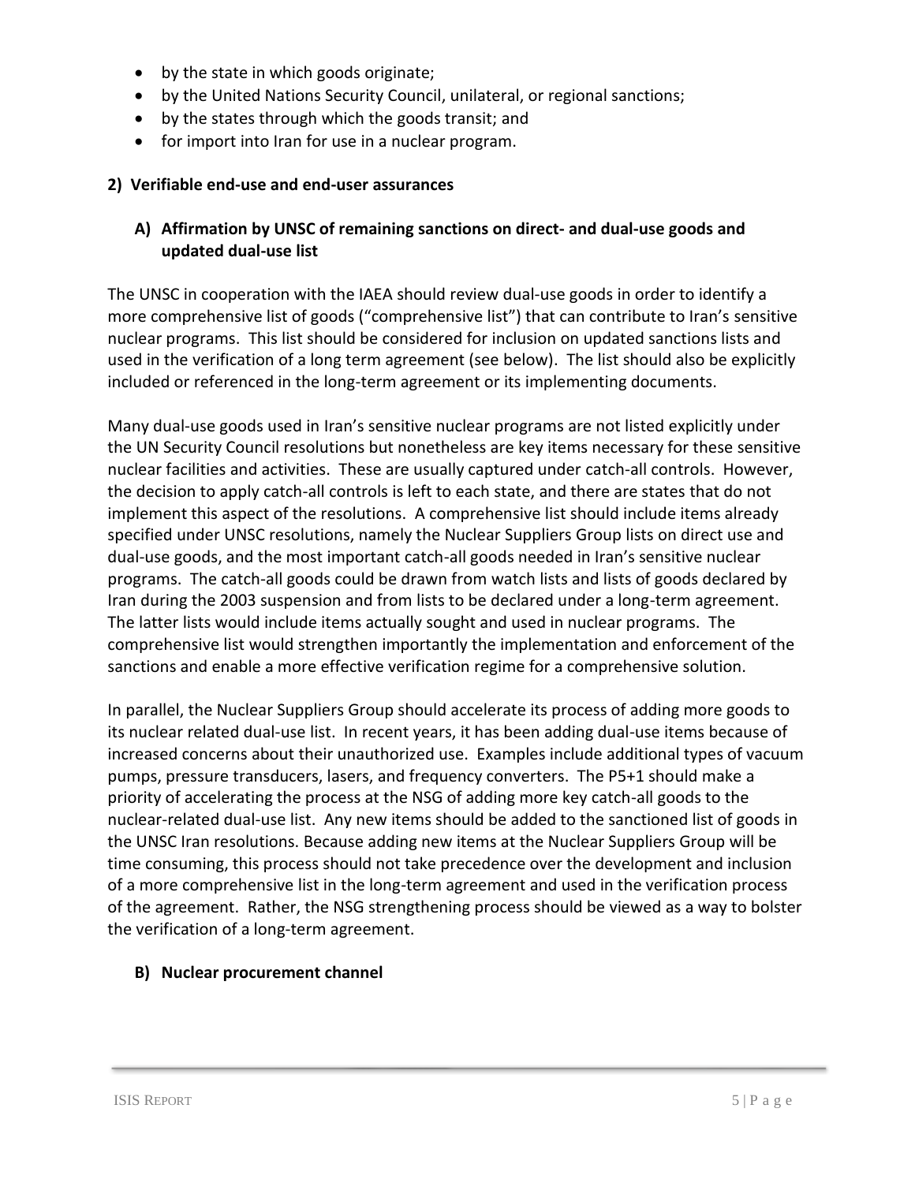- by the state in which goods originate;
- by the United Nations Security Council, unilateral, or regional sanctions;
- by the states through which the goods transit; and
- for import into Iran for use in a nuclear program.

**2) Verifiable end-use and end-user assurances**

**A) Affirmation by UNSC of remaining sanctions on direct- and dual-use goods and updated dual-use list**

The UNSC in cooperation with the IAEA should review dual-use goods in order to identify a more comprehensive list of goods ("comprehensive list") that can contribute to Iran's sensitive nuclear programs. This list should be considered for inclusion on updated sanctions lists and used in the verification of a long term agreement (see below). The list should also be explicitly included or referenced in the long-term agreement or its implementing documents.

Many dual-use goods used in Iran's sensitive nuclear programs are not listed explicitly under the UN Security Council resolutions but nonetheless are key items necessary for these sensitive nuclear facilities and activities. These are usually captured under catch-all controls. However, the decision to apply catch-all controls is left to each state, and there are states that do not implement this aspect of the resolutions. A comprehensive list should include items already specified under UNSC resolutions, namely the Nuclear Suppliers Group lists on direct use and dual-use goods, and the most important catch-all goods needed in Iran's sensitive nuclear programs. The catch-all goods could be drawn from watch lists and lists of goods declared by Iran during the 2003 suspension and from lists to be declared under a long-term agreement. The latter lists would include items actually sought and used in nuclear programs. The comprehensive list would strengthen importantly the implementation and enforcement of the sanctions and enable a more effective verification regime for a comprehensive solution.

In parallel, the Nuclear Suppliers Group should accelerate its process of adding more goods to its nuclear related dual-use list. In recent years, it has been adding dual-use items because of increased concerns about their unauthorized use. Examples include additional types of vacuum pumps, pressure transducers, lasers, and frequency converters. The P5+1 should make a priority of accelerating the process at the NSG of adding more key catch-all goods to the nuclear-related dual-use list. Any new items should be added to the sanctioned list of goods in the UNSC Iran resolutions. Because adding new items at the Nuclear Suppliers Group will be time consuming, this process should not take precedence over the development and inclusion of a more comprehensive list in the long-term agreement and used in the verification process of the agreement. Rather, the NSG strengthening process should be viewed as a way to bolster the verification of a long-term agreement.

**B) Nuclear procurement channel**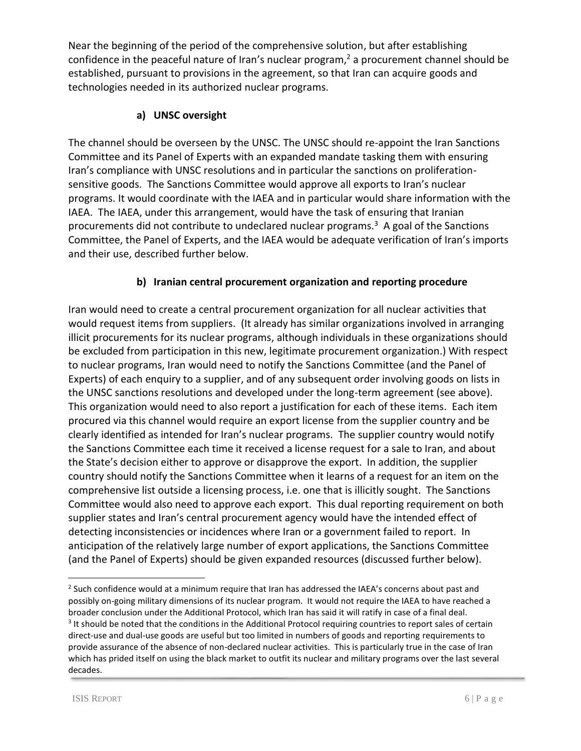Near the beginning of the period of the comprehensive solution, but after establishing confidence in the peaceful nature of Iran's nuclear program,[2] a procurement channel should be established, pursuant to provisions in the agreement, so that Iran can acquire goods and technologies needed in its authorized nuclear programs.

### a) UNSC oversight

The channel should be overseen by the UNSC. The UNSC should re-appoint the Iran Sanctions Committee and its Panel of Experts with an expanded mandate tasking them with ensuring Iran's compliance with UNSC resolutions and in particular the sanctions on proliferation-sensitive goods. The Sanctions Committee would approve all exports to Iran's nuclear programs. It would coordinate with the IAEA and in particular would share information with the IAEA. The IAEA, under this arrangement, would have the task of ensuring that Iranian procurements did not contribute to undeclared nuclear programs.[3] A goal of the Sanctions Committee, the Panel of Experts, and the IAEA would be adequate verification of Iran's imports and their use, described further below.

### b) Iranian central procurement organization and reporting procedure

Iran would need to create a central procurement organization for all nuclear activities that would request items from suppliers. (It already has similar organizations involved in arranging illicit procurements for its nuclear programs, although individuals in these organizations should be excluded from participation in this new, legitimate procurement organization.) With respect to nuclear programs, Iran would need to notify the Sanctions Committee (and the Panel of Experts) of each enquiry to a supplier, and of any subsequent order involving goods on lists in the UNSC sanctions resolutions and developed under the long-term agreement (see above). This organization would need to also report a justification for each of these items. Each item procured via this channel would require an export license from the supplier country and be clearly identified as intended for Iran's nuclear programs. The supplier country would notify the Sanctions Committee each time it received a license request for a sale to Iran, and about the State's decision either to approve or disapprove the export. In addition, the supplier country should notify the Sanctions Committee when it learns of a request for an item on the comprehensive list outside a licensing process, i.e. one that is illicitly sought. The Sanctions Committee would also need to approve each export. This dual reporting requirement on both supplier states and Iran's central procurement agency would have the intended effect of detecting inconsistencies or incidences where Iran or a government failed to report. In anticipation of the relatively large number of export applications, the Sanctions Committee (and the Panel of Experts) should be given expanded resources (discussed further below).

---

[2] Such confidence would at a minimum require that Iran has addressed the IAEA's concerns about past and possibly on-going military dimensions of its nuclear program. It would not require the IAEA to have reached a broader conclusion under the Additional Protocol, which Iran has said it will ratify in case of a final deal.

[3] It should be noted that the conditions in the Additional Protocol requiring countries to report sales of certain direct-use and dual-use goods are useful but too limited in numbers of goods and reporting requirements to provide assurance of the absence of non-declared nuclear activities. This is particularly true in the case of Iran which has prided itself on using the black market to outfit its nuclear and military programs over the last several decades.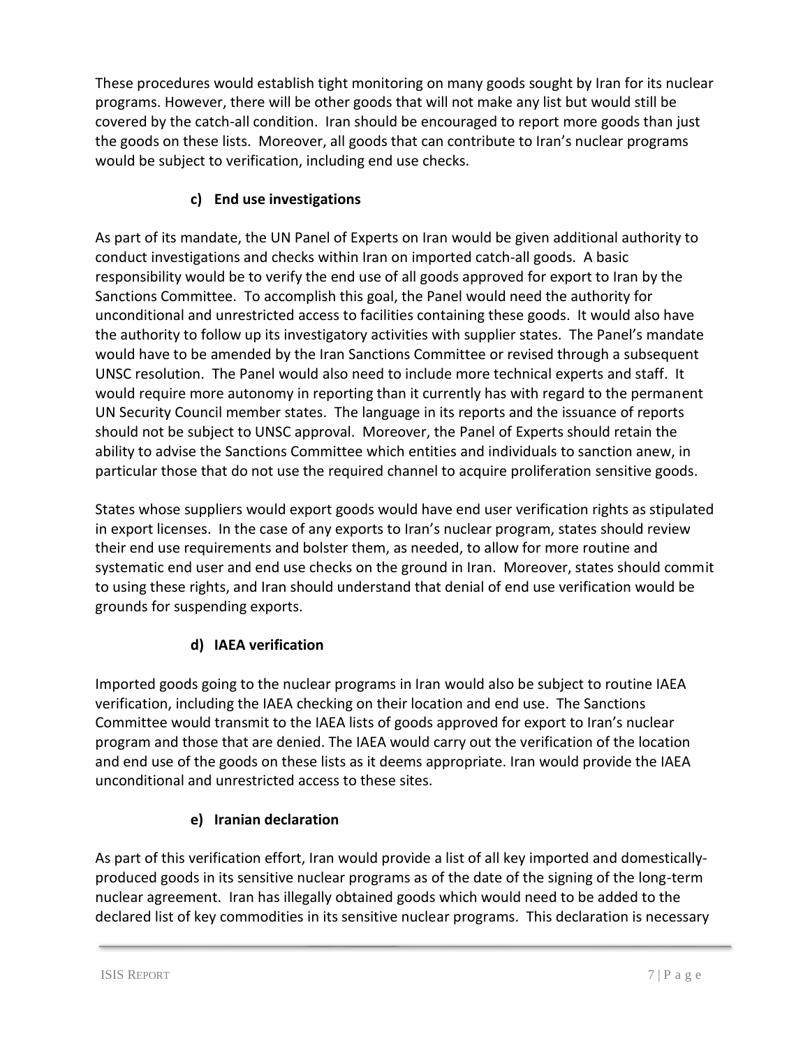These procedures would establish tight monitoring on many goods sought by Iran for its nuclear programs. However, there will be other goods that will not make any list but would still be covered by the catch-all condition. Iran should be encouraged to report more goods than just the goods on these lists. Moreover, all goods that can contribute to Iran's nuclear programs would be subject to verification, including end use checks.

### c) End use investigations

As part of its mandate, the UN Panel of Experts on Iran would be given additional authority to conduct investigations and checks within Iran on imported catch-all goods. A basic responsibility would be to verify the end use of all goods approved for export to Iran by the Sanctions Committee. To accomplish this goal, the Panel would need the authority for unconditional and unrestricted access to facilities containing these goods. It would also have the authority to follow up its investigatory activities with supplier states. The Panel's mandate would have to be amended by the Iran Sanctions Committee or revised through a subsequent UNSC resolution. The Panel would also need to include more technical experts and staff. It would require more autonomy in reporting than it currently has with regard to the permanent UN Security Council member states. The language in its reports and the issuance of reports should not be subject to UNSC approval. Moreover, the Panel of Experts should retain the ability to advise the Sanctions Committee which entities and individuals to sanction anew, in particular those that do not use the required channel to acquire proliferation sensitive goods.

States whose suppliers would export goods would have end user verification rights as stipulated in export licenses. In the case of any exports to Iran's nuclear program, states should review their end use requirements and bolster them, as needed, to allow for more routine and systematic end user and end use checks on the ground in Iran. Moreover, states should commit to using these rights, and Iran should understand that denial of end use verification would be grounds for suspending exports.

### d) IAEA verification

Imported goods going to the nuclear programs in Iran would also be subject to routine IAEA verification, including the IAEA checking on their location and end use. The Sanctions Committee would transmit to the IAEA lists of goods approved for export to Iran's nuclear program and those that are denied. The IAEA would carry out the verification of the location and end use of the goods on these lists as it deems appropriate. Iran would provide the IAEA unconditional and unrestricted access to these sites.

### e) Iranian declaration

As part of this verification effort, Iran would provide a list of all key imported and domestically-produced goods in its sensitive nuclear programs as of the date of the signing of the long-term nuclear agreement. Iran has illegally obtained goods which would need to be added to the declared list of key commodities in its sensitive nuclear programs. This declaration is necessary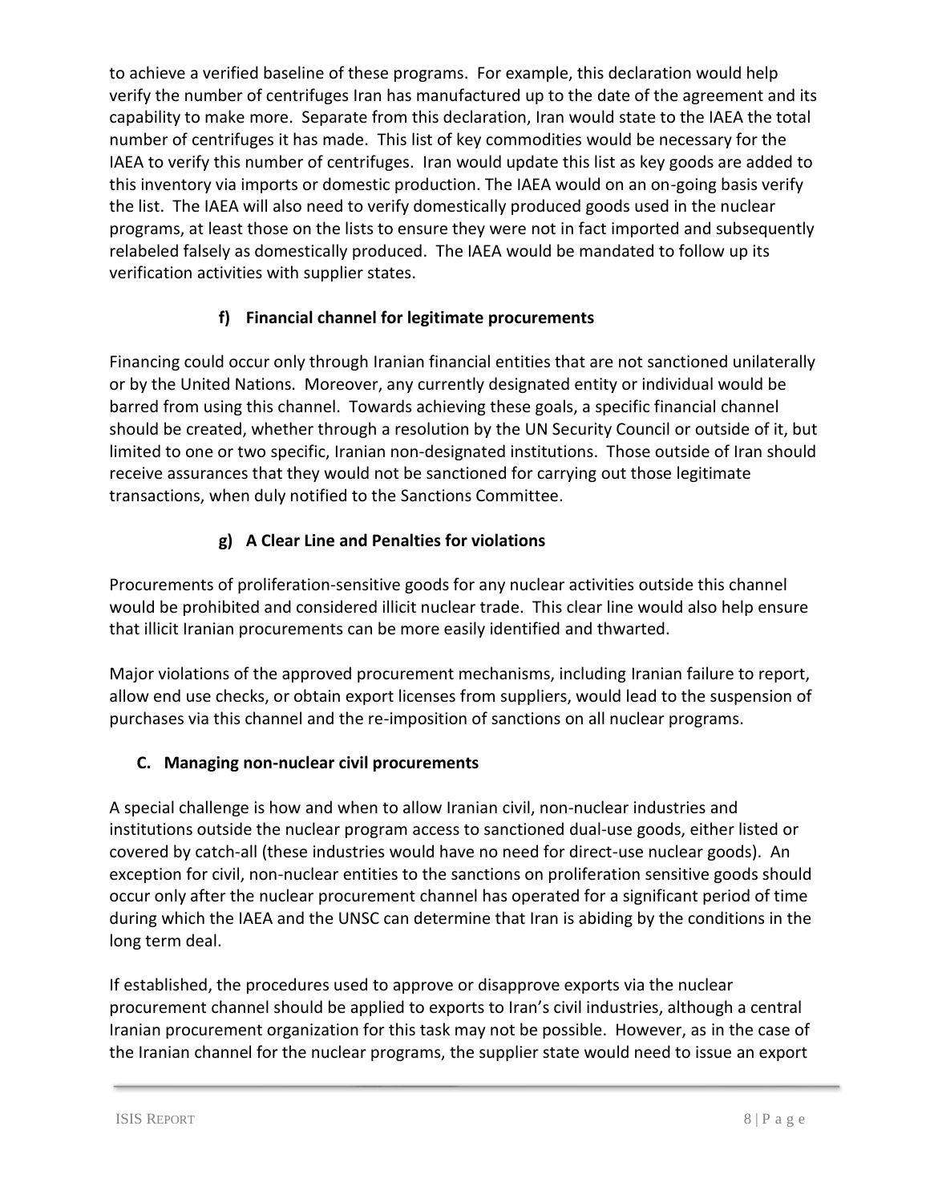to achieve a verified baseline of these programs. For example, this declaration would help verify the number of centrifuges Iran has manufactured up to the date of the agreement and its capability to make more. Separate from this declaration, Iran would state to the IAEA the total number of centrifuges it has made. This list of key commodities would be necessary for the IAEA to verify this number of centrifuges. Iran would update this list as key goods are added to this inventory via imports or domestic production. The IAEA would on an on-going basis verify the list. The IAEA will also need to verify domestically produced goods used in the nuclear programs, at least those on the lists to ensure they were not in fact imported and subsequently relabeled falsely as domestically produced. The IAEA would be mandated to follow up its verification activities with supplier states.

#### f) Financial channel for legitimate procurements

Financing could occur only through Iranian financial entities that are not sanctioned unilaterally or by the United Nations. Moreover, any currently designated entity or individual would be barred from using this channel. Towards achieving these goals, a specific financial channel should be created, whether through a resolution by the UN Security Council or outside of it, but limited to one or two specific, Iranian non-designated institutions. Those outside of Iran should receive assurances that they would not be sanctioned for carrying out those legitimate transactions, when duly notified to the Sanctions Committee.

#### g) A Clear Line and Penalties for violations

Procurements of proliferation-sensitive goods for any nuclear activities outside this channel would be prohibited and considered illicit nuclear trade. This clear line would also help ensure that illicit Iranian procurements can be more easily identified and thwarted.

Major violations of the approved procurement mechanisms, including Iranian failure to report, allow end use checks, or obtain export licenses from suppliers, would lead to the suspension of purchases via this channel and the re-imposition of sanctions on all nuclear programs.

### C. Managing non-nuclear civil procurements

A special challenge is how and when to allow Iranian civil, non-nuclear industries and institutions outside the nuclear program access to sanctioned dual-use goods, either listed or covered by catch-all (these industries would have no need for direct-use nuclear goods). An exception for civil, non-nuclear entities to the sanctions on proliferation sensitive goods should occur only after the nuclear procurement channel has operated for a significant period of time during which the IAEA and the UNSC can determine that Iran is abiding by the conditions in the long term deal.

If established, the procedures used to approve or disapprove exports via the nuclear procurement channel should be applied to exports to Iran's civil industries, although a central Iranian procurement organization for this task may not be possible. However, as in the case of the Iranian channel for the nuclear programs, the supplier state would need to issue an export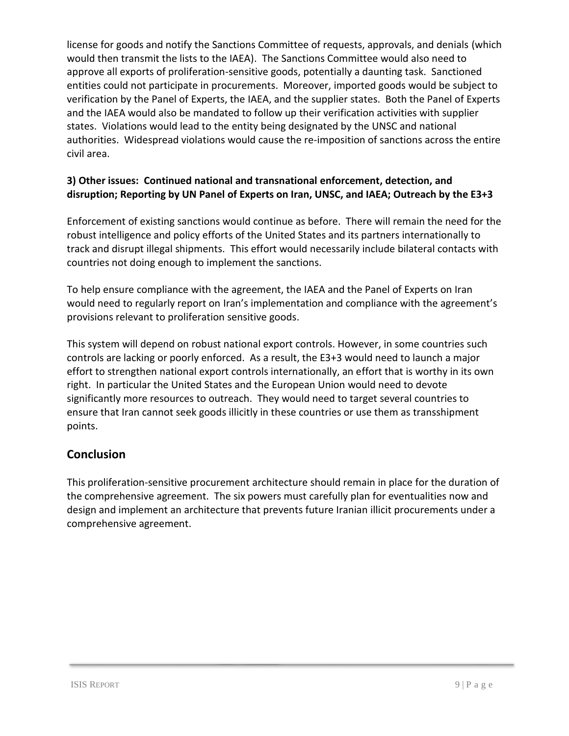license for goods and notify the Sanctions Committee of requests, approvals, and denials (which would then transmit the lists to the IAEA). The Sanctions Committee would also need to approve all exports of proliferation-sensitive goods, potentially a daunting task. Sanctioned entities could not participate in procurements. Moreover, imported goods would be subject to verification by the Panel of Experts, the IAEA, and the supplier states. Both the Panel of Experts and the IAEA would also be mandated to follow up their verification activities with supplier states. Violations would lead to the entity being designated by the UNSC and national authorities. Widespread violations would cause the re-imposition of sanctions across the entire civil area.

**3) Other issues: Continued national and transnational enforcement, detection, and disruption; Reporting by UN Panel of Experts on Iran, UNSC, and IAEA; Outreach by the E3+3**

Enforcement of existing sanctions would continue as before. There will remain the need for the robust intelligence and policy efforts of the United States and its partners internationally to track and disrupt illegal shipments. This effort would necessarily include bilateral contacts with countries not doing enough to implement the sanctions.

To help ensure compliance with the agreement, the IAEA and the Panel of Experts on Iran would need to regularly report on Iran's implementation and compliance with the agreement's provisions relevant to proliferation sensitive goods.

This system will depend on robust national export controls. However, in some countries such controls are lacking or poorly enforced. As a result, the E3+3 would need to launch a major effort to strengthen national export controls internationally, an effort that is worthy in its own right. In particular the United States and the European Union would need to devote significantly more resources to outreach. They would need to target several countries to ensure that Iran cannot seek goods illicitly in these countries or use them as transshipment points.

## Conclusion

This proliferation-sensitive procurement architecture should remain in place for the duration of the comprehensive agreement. The six powers must carefully plan for eventualities now and design and implement an architecture that prevents future Iranian illicit procurements under a comprehensive agreement.